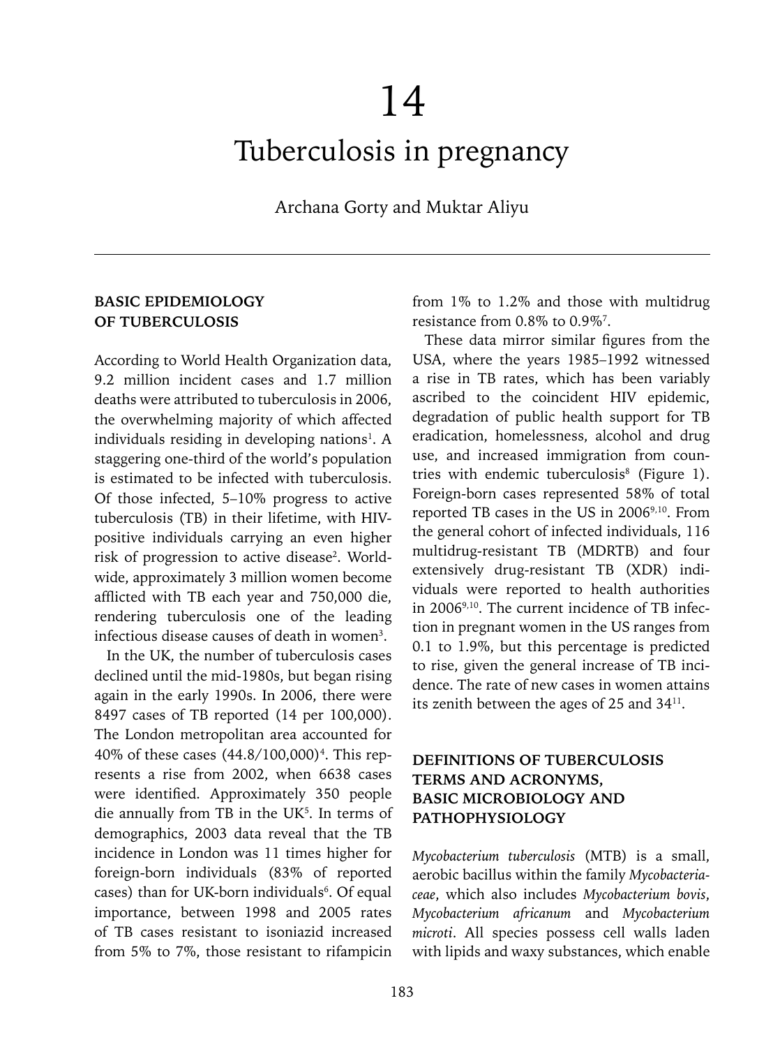# 14

# Tuberculosis in pregnancy

Archana Gorty and Muktar Aliyu

## BASIC EPIDEMIOLOGY OF TUBERCULOSIS

According to World Health Organization data, 9.2 million incident cases and 1.7 million deaths were attributed to tuberculosis in 2006, the overwhelming majority of which affected individuals residing in developing nations[1]. A staggering one-third of the world's population is estimated to be infected with tuberculosis. Of those infected, 5–10% progress to active tuberculosis (TB) in their lifetime, with HIV-positive individuals carrying an even higher risk of progression to active disease[2]. World-wide, approximately 3 million women become afflicted with TB each year and 750,000 die, rendering tuberculosis one of the leading infectious disease causes of death in women[3].

In the UK, the number of tuberculosis cases declined until the mid-1980s, but began rising again in the early 1990s. In 2006, there were 8497 cases of TB reported (14 per 100,000). The London metropolitan area accounted for 40% of these cases (44.8/100,000)[4]. This represents a rise from 2002, when 6638 cases were identified. Approximately 350 people die annually from TB in the UK[5]. In terms of demographics, 2003 data reveal that the TB incidence in London was 11 times higher for foreign-born individuals (83% of reported cases) than for UK-born individuals[6]. Of equal importance, between 1998 and 2005 rates of TB cases resistant to isoniazid increased from 5% to 7%, those resistant to rifampicin from 1% to 1.2% and those with multidrug resistance from 0.8% to 0.9%[7].

These data mirror similar figures from the USA, where the years 1985–1992 witnessed a rise in TB rates, which has been variably ascribed to the coincident HIV epidemic, degradation of public health support for TB eradication, homelessness, alcohol and drug use, and increased immigration from countries with endemic tuberculosis[8] (Figure 1). Foreign-born cases represented 58% of total reported TB cases in the US in 2006[9,10]. From the general cohort of infected individuals, 116 multidrug-resistant TB (MDRTB) and four extensively drug-resistant TB (XDR) individuals were reported to health authorities in 2006[9,10]. The current incidence of TB infection in pregnant women in the US ranges from 0.1 to 1.9%, but this percentage is predicted to rise, given the general increase of TB incidence. The rate of new cases in women attains its zenith between the ages of 25 and 34[11].

## DEFINITIONS OF TUBERCULOSIS TERMS AND ACRONYMS, BASIC MICROBIOLOGY AND PATHOPHYSIOLOGY

*Mycobacterium tuberculosis* (MTB) is a small, aerobic bacillus within the family *Mycobacteriaceae*, which also includes *Mycobacterium bovis*, *Mycobacterium africanum* and *Mycobacterium microti*. All species possess cell walls laden with lipids and waxy substances, which enable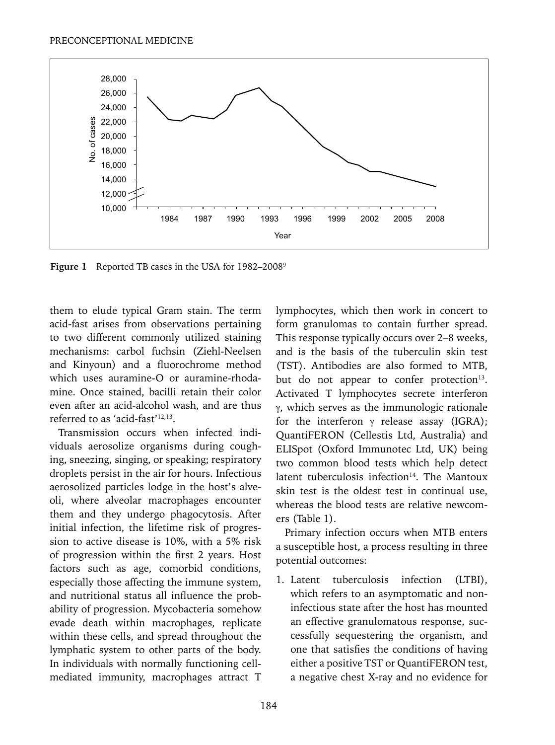Figure 1 Reported TB cases in the USA for 1982–2008[9]

them to elude typical Gram stain. The term acid-fast arises from observations pertaining to two different commonly utilized staining mechanisms: carbol fuchsin (Ziehl-Neelsen and Kinyoun) and a fluorochrome method which uses auramine-O or auramine-rhodamine. Once stained, bacilli retain their color even after an acid-alcohol wash, and are thus referred to as 'acid-fast'[12,13].

Transmission occurs when infected individuals aerosolize organisms during coughing, sneezing, singing, or speaking; respiratory droplets persist in the air for hours. Infectious aerosolized particles lodge in the host's alveoli, where alveolar macrophages encounter them and they undergo phagocytosis. After initial infection, the lifetime risk of progression to active disease is 10%, with a 5% risk of progression within the first 2 years. Host factors such as age, comorbid conditions, especially those affecting the immune system, and nutritional status all influence the probability of progression. Mycobacteria somehow evade death within macrophages, replicate within these cells, and spread throughout the lymphatic system to other parts of the body. In individuals with normally functioning cell-mediated immunity, macrophages attract T lymphocytes, which then work in concert to form granulomas to contain further spread. This response typically occurs over 2–8 weeks, and is the basis of the tuberculin skin test (TST). Antibodies are also formed to MTB, but do not appear to confer protection[13]. Activated T lymphocytes secrete interferon γ, which serves as the immunologic rationale for the interferon γ release assay (IGRA); QuantiFERON (Cellestis Ltd, Australia) and ELISpot (Oxford Immunotec Ltd, UK) being two common blood tests which help detect latent tuberculosis infection[14]. The Mantoux skin test is the oldest test in continual use, whereas the blood tests are relative newcomers (Table 1).

Primary infection occurs when MTB enters a susceptible host, a process resulting in three potential outcomes:

1. Latent tuberculosis infection (LTBI), which refers to an asymptomatic and non-infectious state after the host has mounted an effective granulomatous response, successfully sequestering the organism, and one that satisfies the conditions of having either a positive TST or QuantiFERON test, a negative chest X-ray and no evidence for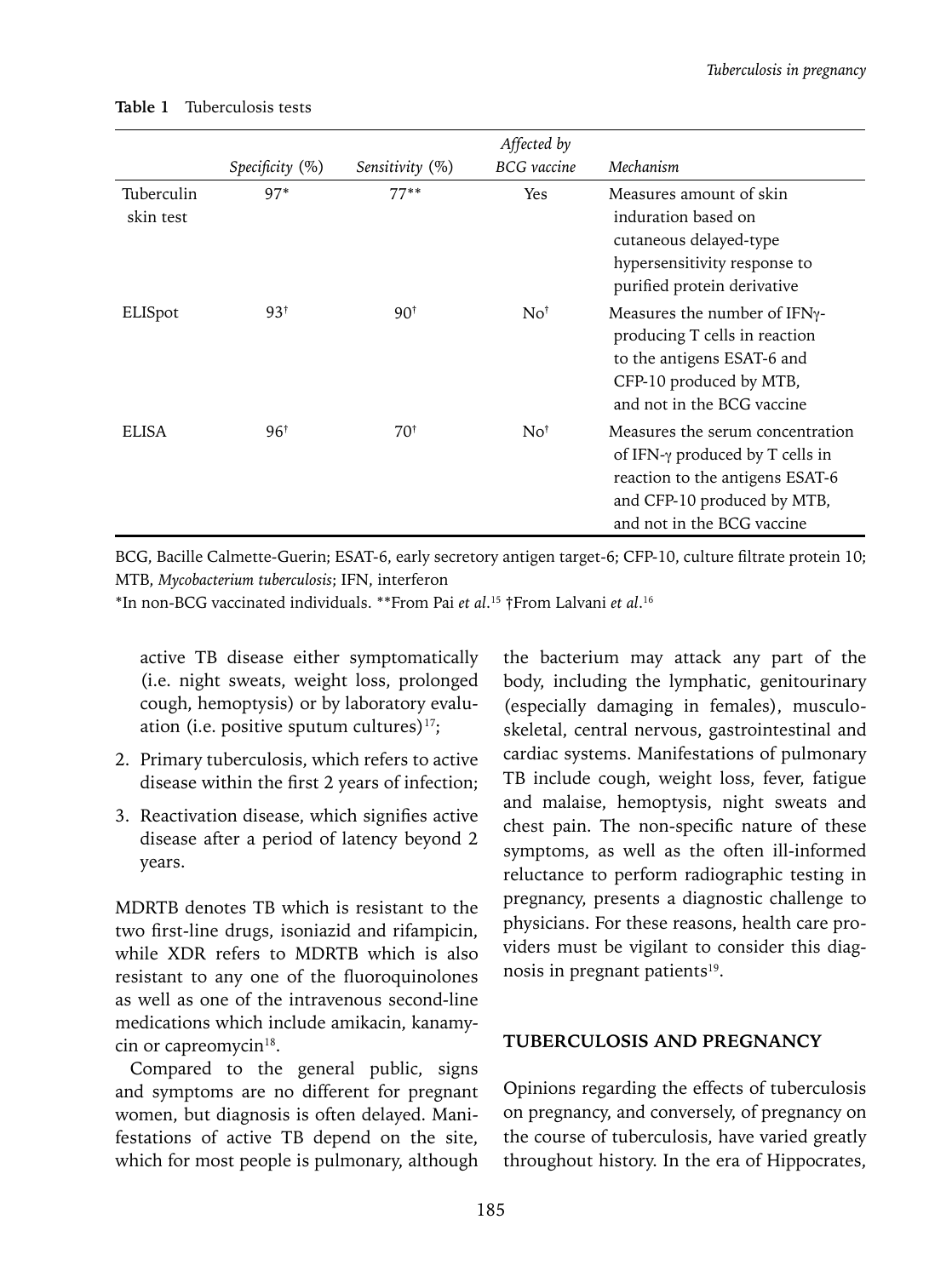**Table 1** Tuberculosis tests

| | *Specificity* (%) | *Sensitivity* (%) | *Affected by BCG vaccine* | *Mechanism* |
|---|---|---|---|---|
| Tuberculin skin test | 97* | 77** | Yes | Measures amount of skin induration based on cutaneous delayed-type hypersensitivity response to purified protein derivative |
| ELISpot | 93† | 90† | No† | Measures the number of IFNγ-producing T cells in reaction to the antigens ESAT-6 and CFP-10 produced by MTB, and not in the BCG vaccine |
| ELISA | 96† | 70† | No† | Measures the serum concentration of IFN-γ produced by T cells in reaction to the antigens ESAT-6 and CFP-10 produced by MTB, and not in the BCG vaccine |

BCG, Bacille Calmette-Guerin; ESAT-6, early secretory antigen target-6; CFP-10, culture filtrate protein 10; MTB, *Mycobacterium tuberculosis*; IFN, interferon

*In non-BCG vaccinated individuals. **From Pai *et al*.[15] †From Lalvani *et al*.[16]

active TB disease either symptomatically (i.e. night sweats, weight loss, prolonged cough, hemoptysis) or by laboratory evaluation (i.e. positive sputum cultures)[17];

2. Primary tuberculosis, which refers to active disease within the first 2 years of infection;
3. Reactivation disease, which signifies active disease after a period of latency beyond 2 years.

MDRTB denotes TB which is resistant to the two first-line drugs, isoniazid and rifampicin, while XDR refers to MDRTB which is also resistant to any one of the fluoroquinolones as well as one of the intravenous second-line medications which include amikacin, kanamycin or capreomycin[18].

Compared to the general public, signs and symptoms are no different for pregnant women, but diagnosis is often delayed. Manifestations of active TB depend on the site, which for most people is pulmonary, although the bacterium may attack any part of the body, including the lymphatic, genitourinary (especially damaging in females), musculoskeletal, central nervous, gastrointestinal and cardiac systems. Manifestations of pulmonary TB include cough, weight loss, fever, fatigue and malaise, hemoptysis, night sweats and chest pain. The non-specific nature of these symptoms, as well as the often ill-informed reluctance to perform radiographic testing in pregnancy, presents a diagnostic challenge to physicians. For these reasons, health care providers must be vigilant to consider this diagnosis in pregnant patients[19].

## TUBERCULOSIS AND PREGNANCY

Opinions regarding the effects of tuberculosis on pregnancy, and conversely, of pregnancy on the course of tuberculosis, have varied greatly throughout history. In the era of Hippocrates,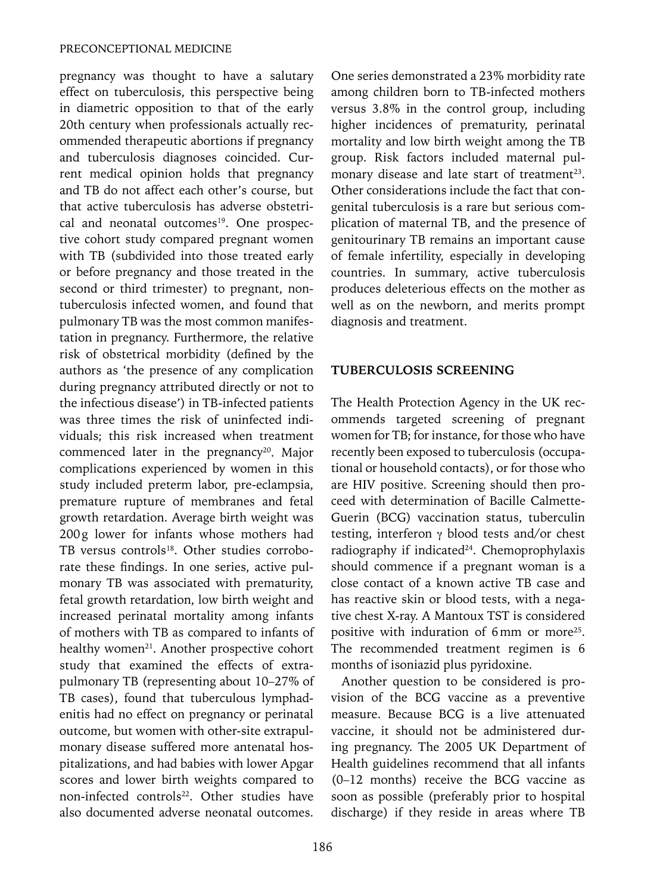pregnancy was thought to have a salutary effect on tuberculosis, this perspective being in diametric opposition to that of the early 20th century when professionals actually recommended therapeutic abortions if pregnancy and tuberculosis diagnoses coincided. Current medical opinion holds that pregnancy and TB do not affect each other's course, but that active tuberculosis has adverse obstetrical and neonatal outcomes[19]. One prospective cohort study compared pregnant women with TB (subdivided into those treated early or before pregnancy and those treated in the second or third trimester) to pregnant, non-tuberculosis infected women, and found that pulmonary TB was the most common manifestation in pregnancy. Furthermore, the relative risk of obstetrical morbidity (defined by the authors as 'the presence of any complication during pregnancy attributed directly or not to the infectious disease') in TB-infected patients was three times the risk of uninfected individuals; this risk increased when treatment commenced later in the pregnancy[20]. Major complications experienced by women in this study included preterm labor, pre-eclampsia, premature rupture of membranes and fetal growth retardation. Average birth weight was 200 g lower for infants whose mothers had TB versus controls[18]. Other studies corroborate these findings. In one series, active pulmonary TB was associated with prematurity, fetal growth retardation, low birth weight and increased perinatal mortality among infants of mothers with TB as compared to infants of healthy women[21]. Another prospective cohort study that examined the effects of extrapulmonary TB (representing about 10–27% of TB cases), found that tuberculous lymphadenitis had no effect on pregnancy or perinatal outcome, but women with other-site extrapulmonary disease suffered more antenatal hospitalizations, and had babies with lower Apgar scores and lower birth weights compared to non-infected controls[22]. Other studies have also documented adverse neonatal outcomes. One series demonstrated a 23% morbidity rate among children born to TB-infected mothers versus 3.8% in the control group, including higher incidences of prematurity, perinatal mortality and low birth weight among the TB group. Risk factors included maternal pulmonary disease and late start of treatment[23]. Other considerations include the fact that congenital tuberculosis is a rare but serious complication of maternal TB, and the presence of genitourinary TB remains an important cause of female infertility, especially in developing countries. In summary, active tuberculosis produces deleterious effects on the mother as well as on the newborn, and merits prompt diagnosis and treatment.

## TUBERCULOSIS SCREENING

The Health Protection Agency in the UK recommends targeted screening of pregnant women for TB; for instance, for those who have recently been exposed to tuberculosis (occupational or household contacts), or for those who are HIV positive. Screening should then proceed with determination of Bacille Calmette-Guerin (BCG) vaccination status, tuberculin testing, interferon $\gamma$ blood tests and/or chest radiography if indicated[24]. Chemoprophylaxis should commence if a pregnant woman is a close contact of a known active TB case and has reactive skin or blood tests, with a negative chest X-ray. A Mantoux TST is considered positive with induration of 6 mm or more[25]. The recommended treatment regimen is 6 months of isoniazid plus pyridoxine.

Another question to be considered is provision of the BCG vaccine as a preventive measure. Because BCG is a live attenuated vaccine, it should not be administered during pregnancy. The 2005 UK Department of Health guidelines recommend that all infants (0–12 months) receive the BCG vaccine as soon as possible (preferably prior to hospital discharge) if they reside in areas where TB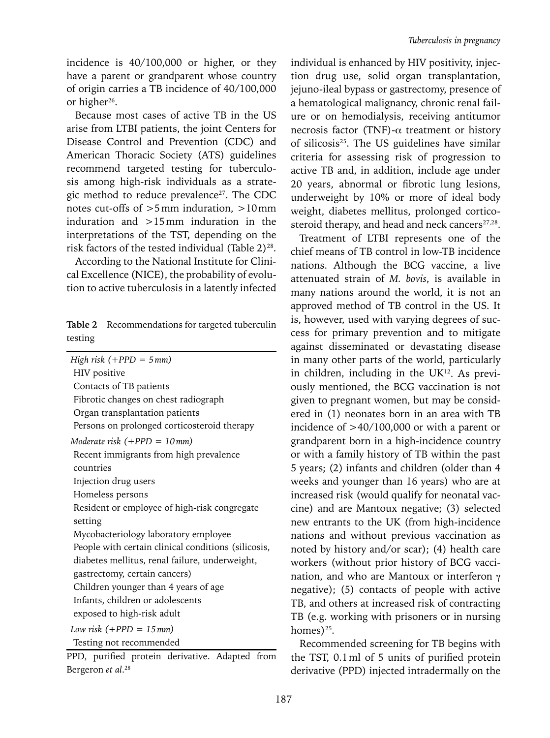incidence is 40/100,000 or higher, or they have a parent or grandparent whose country of origin carries a TB incidence of 40/100,000 or higher[26].

Because most cases of active TB in the US arise from LTBI patients, the joint Centers for Disease Control and Prevention (CDC) and American Thoracic Society (ATS) guidelines recommend targeted testing for tuberculosis among high-risk individuals as a strategic method to reduce prevalence[27]. The CDC notes cut-offs of >5 mm induration, >10 mm induration and >15 mm induration in the interpretations of the TST, depending on the risk factors of the tested individual (Table 2)[28].

According to the National Institute for Clinical Excellence (NICE), the probability of evolution to active tuberculosis in a latently infected individual is enhanced by HIV positivity, injection drug use, solid organ transplantation, jejuno-ileal bypass or gastrectomy, presence of a hematological malignancy, chronic renal failure or on hemodialysis, receiving antitumor necrosis factor (TNF)-$\alpha$ treatment or history of silicosis[25]. The US guidelines have similar criteria for assessing risk of progression to active TB and, in addition, include age under 20 years, abnormal or fibrotic lung lesions, underweight by 10% or more of ideal body weight, diabetes mellitus, prolonged corticosteroid therapy, and head and neck cancers[27,28].

**Table 2** Recommendations for targeted tuberculin testing

| |
|---|
| *High risk (+PPD = 5 mm)* |
| HIV positive |
| Contacts of TB patients |
| Fibrotic changes on chest radiograph |
| Organ transplantation patients |
| Persons on prolonged corticosteroid therapy |
| *Moderate risk (+PPD = 10 mm)* |
| Recent immigrants from high prevalence countries |
| Injection drug users |
| Homeless persons |
| Resident or employee of high-risk congregate setting |
| Mycobacteriology laboratory employee |
| People with certain clinical conditions (silicosis, diabetes mellitus, renal failure, underweight, gastrectomy, certain cancers) |
| Children younger than 4 years of age |
| Infants, children or adolescents exposed to high-risk adult |
| *Low risk (+PPD = 15 mm)* |
| Testing not recommended |

PPD, purified protein derivative. Adapted from Bergeron *et al*.[28]

Treatment of LTBI represents one of the chief means of TB control in low-TB incidence nations. Although the BCG vaccine, a live attenuated strain of *M. bovis*, is available in many nations around the world, it is not an approved method of TB control in the US. It is, however, used with varying degrees of success for primary prevention and to mitigate against disseminated or devastating disease in many other parts of the world, particularly in children, including in the UK[12]. As previously mentioned, the BCG vaccination is not given to pregnant women, but may be considered in (1) neonates born in an area with TB incidence of >40/100,000 or with a parent or grandparent born in a high-incidence country or with a family history of TB within the past 5 years; (2) infants and children (older than 4 weeks and younger than 16 years) who are at increased risk (would qualify for neonatal vaccine) and are Mantoux negative; (3) selected new entrants to the UK (from high-incidence nations and without previous vaccination as noted by history and/or scar); (4) health care workers (without prior history of BCG vaccination, and who are Mantoux or interferon $\gamma$ negative); (5) contacts of people with active TB, and others at increased risk of contracting TB (e.g. working with prisoners or in nursing homes)[25].

Recommended screening for TB begins with the TST, 0.1 ml of 5 units of purified protein derivative (PPD) injected intradermally on the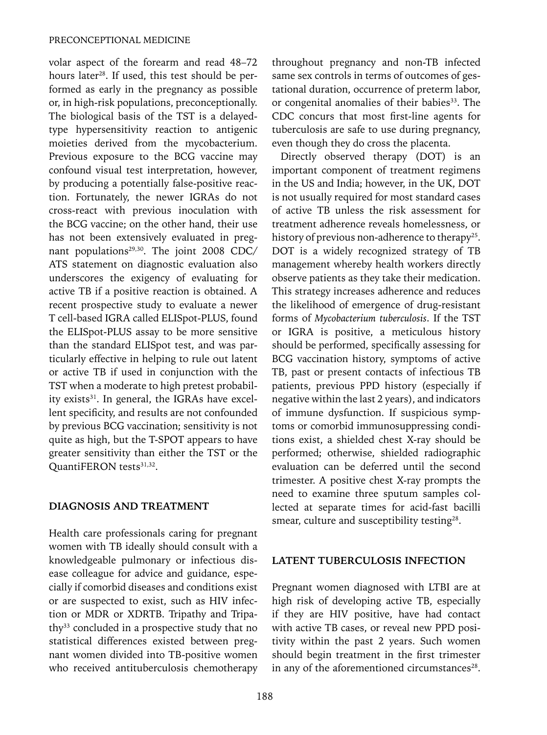volar aspect of the forearm and read 48–72 hours later[28]. If used, this test should be performed as early in the pregnancy as possible or, in high-risk populations, preconceptionally. The biological basis of the TST is a delayed-type hypersensitivity reaction to antigenic moieties derived from the mycobacterium. Previous exposure to the BCG vaccine may confound visual test interpretation, however, by producing a potentially false-positive reaction. Fortunately, the newer IGRAs do not cross-react with previous inoculation with the BCG vaccine; on the other hand, their use has not been extensively evaluated in pregnant populations[29,30]. The joint 2008 CDC/ATS statement on diagnostic evaluation also underscores the exigency of evaluating for active TB if a positive reaction is obtained. A recent prospective study to evaluate a newer T cell-based IGRA called ELISpot-PLUS, found the ELISpot-PLUS assay to be more sensitive than the standard ELISpot test, and was particularly effective in helping to rule out latent or active TB if used in conjunction with the TST when a moderate to high pretest probability exists[31]. In general, the IGRAs have excellent specificity, and results are not confounded by previous BCG vaccination; sensitivity is not quite as high, but the T-SPOT appears to have greater sensitivity than either the TST or the QuantiFERON tests[31,32].

## DIAGNOSIS AND TREATMENT

Health care professionals caring for pregnant women with TB ideally should consult with a knowledgeable pulmonary or infectious disease colleague for advice and guidance, especially if comorbid diseases and conditions exist or are suspected to exist, such as HIV infection or MDR or XDRTB. Tripathy and Tripathy[33] concluded in a prospective study that no statistical differences existed between pregnant women divided into TB-positive women who received antituberculosis chemotherapy throughout pregnancy and non-TB infected same sex controls in terms of outcomes of gestational duration, occurrence of preterm labor, or congenital anomalies of their babies[33]. The CDC concurs that most first-line agents for tuberculosis are safe to use during pregnancy, even though they do cross the placenta.

Directly observed therapy (DOT) is an important component of treatment regimens in the US and India; however, in the UK, DOT is not usually required for most standard cases of active TB unless the risk assessment for treatment adherence reveals homelessness, or history of previous non-adherence to therapy[25]. DOT is a widely recognized strategy of TB management whereby health workers directly observe patients as they take their medication. This strategy increases adherence and reduces the likelihood of emergence of drug-resistant forms of *Mycobacterium tuberculosis*. If the TST or IGRA is positive, a meticulous history should be performed, specifically assessing for BCG vaccination history, symptoms of active TB, past or present contacts of infectious TB patients, previous PPD history (especially if negative within the last 2 years), and indicators of immune dysfunction. If suspicious symptoms or comorbid immunosuppressing conditions exist, a shielded chest X-ray should be performed; otherwise, shielded radiographic evaluation can be deferred until the second trimester. A positive chest X-ray prompts the need to examine three sputum samples collected at separate times for acid-fast bacilli smear, culture and susceptibility testing[28].

## LATENT TUBERCULOSIS INFECTION

Pregnant women diagnosed with LTBI are at high risk of developing active TB, especially if they are HIV positive, have had contact with active TB cases, or reveal new PPD positivity within the past 2 years. Such women should begin treatment in the first trimester in any of the aforementioned circumstances[28].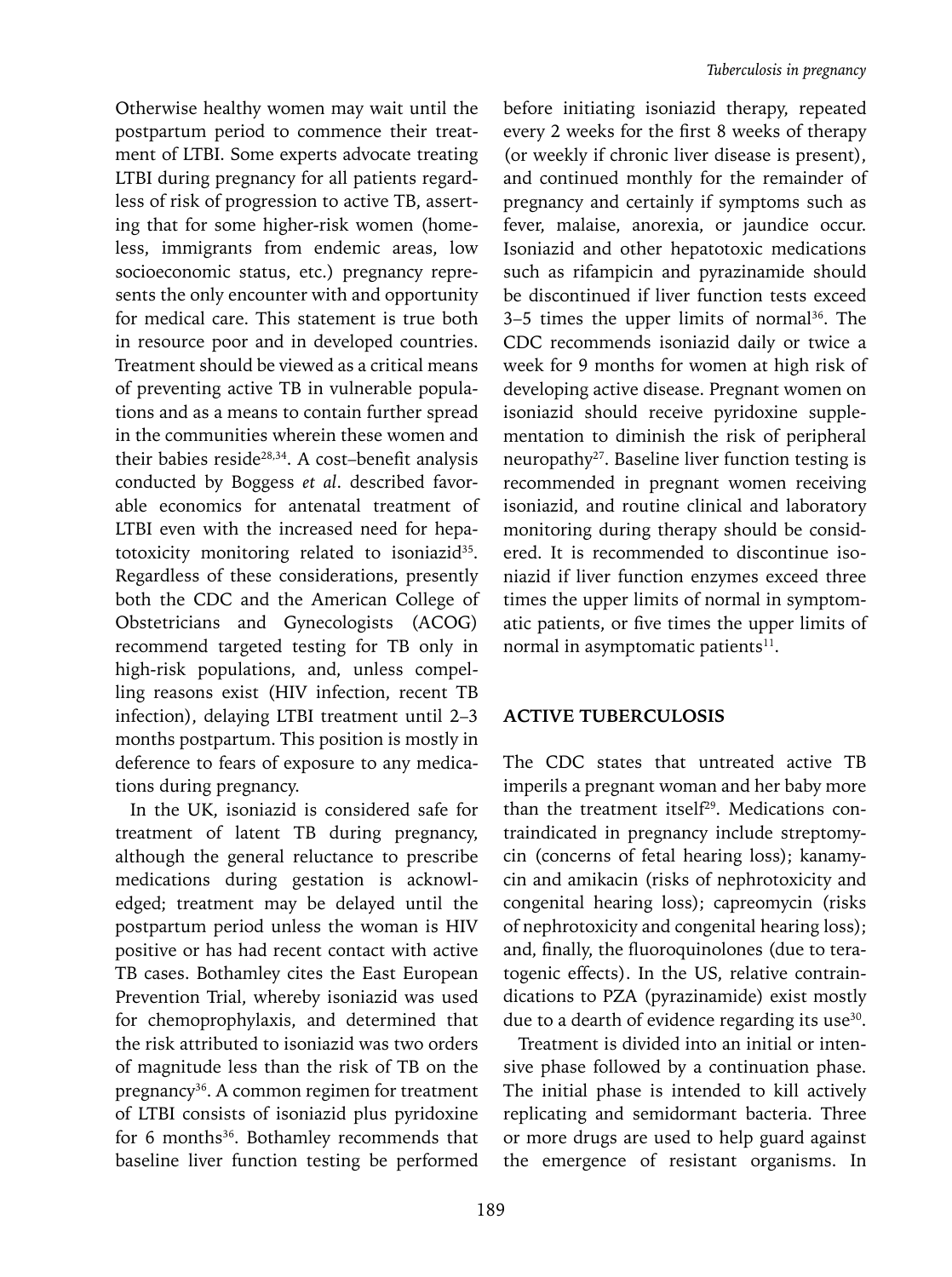Otherwise healthy women may wait until the postpartum period to commence their treatment of LTBI. Some experts advocate treating LTBI during pregnancy for all patients regardless of risk of progression to active TB, asserting that for some higher-risk women (homeless, immigrants from endemic areas, low socioeconomic status, etc.) pregnancy represents the only encounter with and opportunity for medical care. This statement is true both in resource poor and in developed countries. Treatment should be viewed as a critical means of preventing active TB in vulnerable populations and as a means to contain further spread in the communities wherein these women and their babies reside[28,34]. A cost–benefit analysis conducted by Boggess *et al*. described favorable economics for antenatal treatment of LTBI even with the increased need for hepatotoxicity monitoring related to isoniazid[35]. Regardless of these considerations, presently both the CDC and the American College of Obstetricians and Gynecologists (ACOG) recommend targeted testing for TB only in high-risk populations, and, unless compelling reasons exist (HIV infection, recent TB infection), delaying LTBI treatment until 2–3 months postpartum. This position is mostly in deference to fears of exposure to any medications during pregnancy.

In the UK, isoniazid is considered safe for treatment of latent TB during pregnancy, although the general reluctance to prescribe medications during gestation is acknowledged; treatment may be delayed until the postpartum period unless the woman is HIV positive or has had recent contact with active TB cases. Bothamley cites the East European Prevention Trial, whereby isoniazid was used for chemoprophylaxis, and determined that the risk attributed to isoniazid was two orders of magnitude less than the risk of TB on the pregnancy[36]. A common regimen for treatment of LTBI consists of isoniazid plus pyridoxine for 6 months[36]. Bothamley recommends that baseline liver function testing be performed before initiating isoniazid therapy, repeated every 2 weeks for the first 8 weeks of therapy (or weekly if chronic liver disease is present), and continued monthly for the remainder of pregnancy and certainly if symptoms such as fever, malaise, anorexia, or jaundice occur. Isoniazid and other hepatotoxic medications such as rifampicin and pyrazinamide should be discontinued if liver function tests exceed 3–5 times the upper limits of normal[36]. The CDC recommends isoniazid daily or twice a week for 9 months for women at high risk of developing active disease. Pregnant women on isoniazid should receive pyridoxine supplementation to diminish the risk of peripheral neuropathy[27]. Baseline liver function testing is recommended in pregnant women receiving isoniazid, and routine clinical and laboratory monitoring during therapy should be considered. It is recommended to discontinue isoniazid if liver function enzymes exceed three times the upper limits of normal in symptomatic patients, or five times the upper limits of normal in asymptomatic patients[11].

## ACTIVE TUBERCULOSIS

The CDC states that untreated active TB imperils a pregnant woman and her baby more than the treatment itself[29]. Medications contraindicated in pregnancy include streptomycin (concerns of fetal hearing loss); kanamycin and amikacin (risks of nephrotoxicity and congenital hearing loss); capreomycin (risks of nephrotoxicity and congenital hearing loss); and, finally, the fluoroquinolones (due to teratogenic effects). In the US, relative contraindications to PZA (pyrazinamide) exist mostly due to a dearth of evidence regarding its use[30].

Treatment is divided into an initial or intensive phase followed by a continuation phase. The initial phase is intended to kill actively replicating and semidormant bacteria. Three or more drugs are used to help guard against the emergence of resistant organisms. In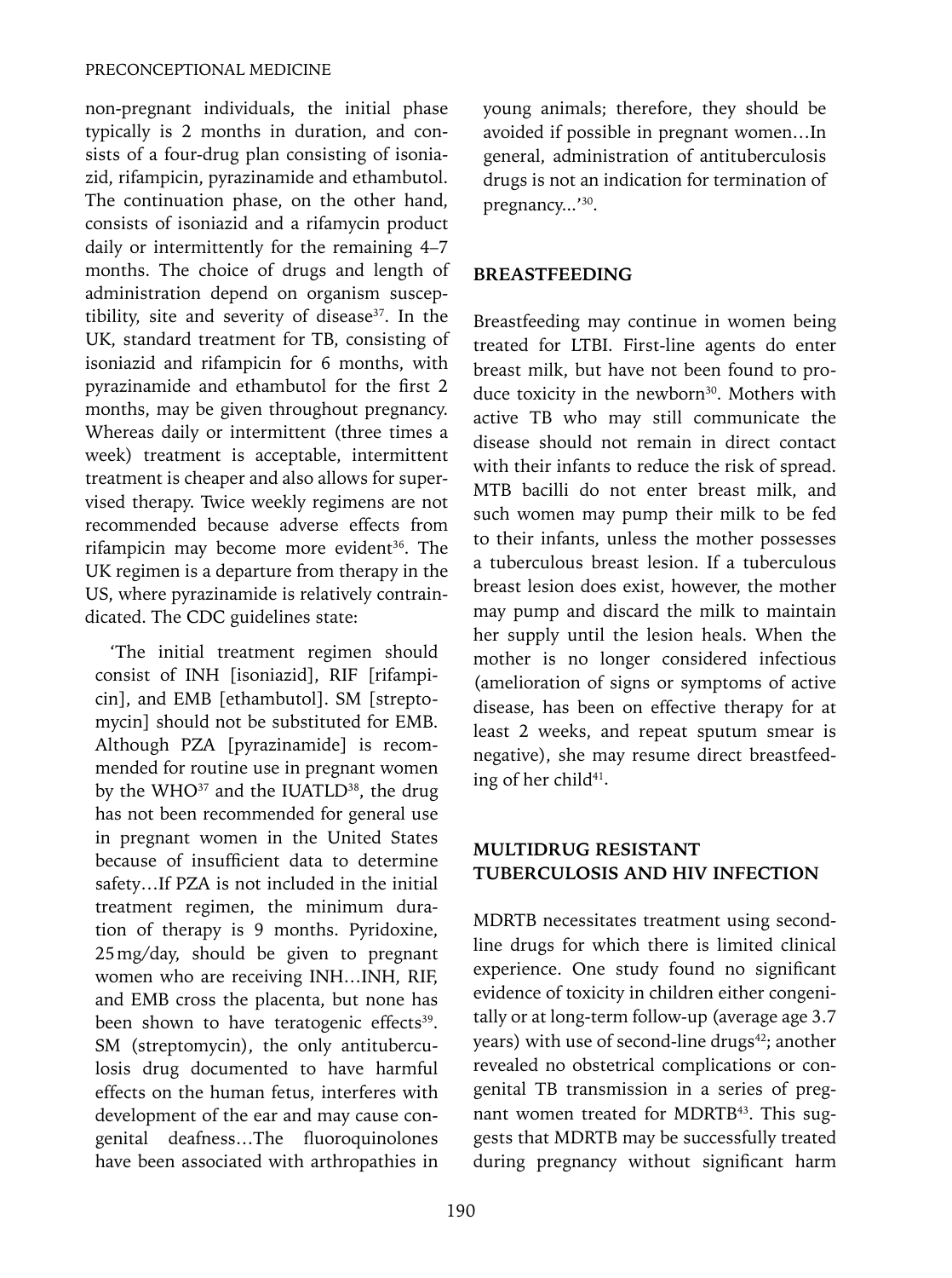non-pregnant individuals, the initial phase typically is 2 months in duration, and consists of a four-drug plan consisting of isoniazid, rifampicin, pyrazinamide and ethambutol. The continuation phase, on the other hand, consists of isoniazid and a rifamycin product daily or intermittently for the remaining 4–7 months. The choice of drugs and length of administration depend on organism susceptibility, site and severity of disease[37]. In the UK, standard treatment for TB, consisting of isoniazid and rifampicin for 6 months, with pyrazinamide and ethambutol for the first 2 months, may be given throughout pregnancy. Whereas daily or intermittent (three times a week) treatment is acceptable, intermittent treatment is cheaper and also allows for supervised therapy. Twice weekly regimens are not recommended because adverse effects from rifampicin may become more evident[36]. The UK regimen is a departure from therapy in the US, where pyrazinamide is relatively contraindicated. The CDC guidelines state:

> 'The initial treatment regimen should consist of INH [isoniazid], RIF [rifampicin], and EMB [ethambutol]. SM [streptomycin] should not be substituted for EMB. Although PZA [pyrazinamide] is recommended for routine use in pregnant women by the WHO[37] and the IUATLD[38], the drug has not been recommended for general use in pregnant women in the United States because of insufficient data to determine safety…If PZA is not included in the initial treatment regimen, the minimum duration of therapy is 9 months. Pyridoxine, 25 mg/day, should be given to pregnant women who are receiving INH…INH, RIF, and EMB cross the placenta, but none has been shown to have teratogenic effects[39]. SM (streptomycin), the only antituberculosis drug documented to have harmful effects on the human fetus, interferes with development of the ear and may cause congenital deafness…The fluoroquinolones have been associated with arthropathies in young animals; therefore, they should be avoided if possible in pregnant women…In general, administration of antituberculosis drugs is not an indication for termination of pregnancy...'[30].

## BREASTFEEDING

Breastfeeding may continue in women being treated for LTBI. First-line agents do enter breast milk, but have not been found to produce toxicity in the newborn[30]. Mothers with active TB who may still communicate the disease should not remain in direct contact with their infants to reduce the risk of spread. MTB bacilli do not enter breast milk, and such women may pump their milk to be fed to their infants, unless the mother possesses a tuberculous breast lesion. If a tuberculous breast lesion does exist, however, the mother may pump and discard the milk to maintain her supply until the lesion heals. When the mother is no longer considered infectious (amelioration of signs or symptoms of active disease, has been on effective therapy for at least 2 weeks, and repeat sputum smear is negative), she may resume direct breastfeeding of her child[41].

## MULTIDRUG RESISTANT TUBERCULOSIS AND HIV INFECTION

MDRTB necessitates treatment using second-line drugs for which there is limited clinical experience. One study found no significant evidence of toxicity in children either congenitally or at long-term follow-up (average age 3.7 years) with use of second-line drugs[42]; another revealed no obstetrical complications or congenital TB transmission in a series of pregnant women treated for MDRTB[43]. This suggests that MDRTB may be successfully treated during pregnancy without significant harm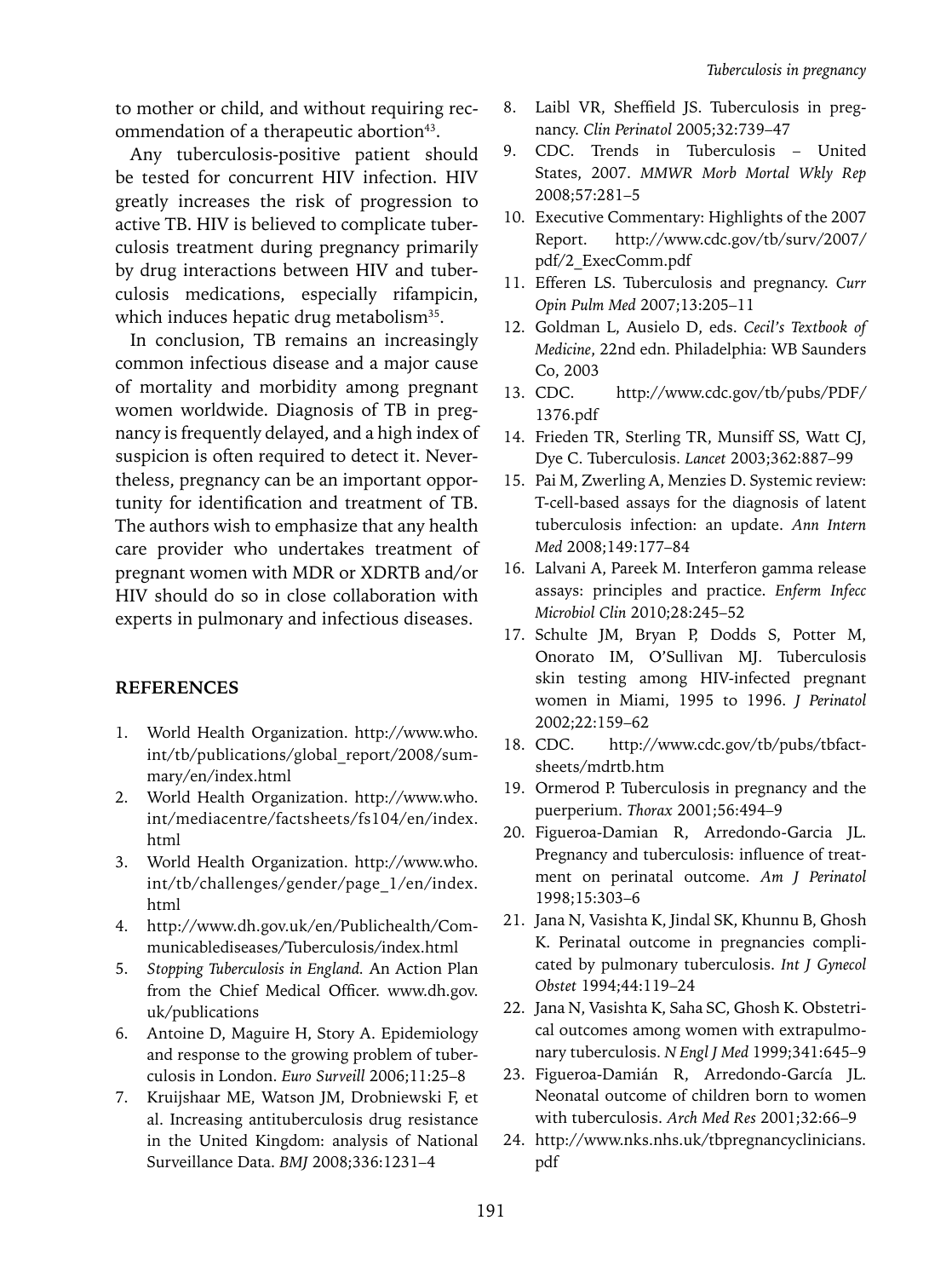to mother or child, and without requiring recommendation of a therapeutic abortion[43].

Any tuberculosis-positive patient should be tested for concurrent HIV infection. HIV greatly increases the risk of progression to active TB. HIV is believed to complicate tuberculosis treatment during pregnancy primarily by drug interactions between HIV and tuberculosis medications, especially rifampicin, which induces hepatic drug metabolism[35].

In conclusion, TB remains an increasingly common infectious disease and a major cause of mortality and morbidity among pregnant women worldwide. Diagnosis of TB in pregnancy is frequently delayed, and a high index of suspicion is often required to detect it. Nevertheless, pregnancy can be an important opportunity for identification and treatment of TB. The authors wish to emphasize that any health care provider who undertakes treatment of pregnant women with MDR or XDRTB and/or HIV should do so in close collaboration with experts in pulmonary and infectious diseases.

## REFERENCES

1. World Health Organization. http://www.who.int/tb/publications/global_report/2008/summary/en/index.html
2. World Health Organization. http://www.who.int/mediacentre/factsheets/fs104/en/index.html
3. World Health Organization. http://www.who.int/tb/challenges/gender/page_1/en/index.html
4. http://www.dh.gov.uk/en/Publichealth/Communicablediseases/Tuberculosis/index.html
5. *Stopping Tuberculosis in England.* An Action Plan from the Chief Medical Officer. www.dh.gov.uk/publications
6. Antoine D, Maguire H, Story A. Epidemiology and response to the growing problem of tuberculosis in London. *Euro Surveill* 2006;11:25–8
7. Kruijshaar ME, Watson JM, Drobniewski F, et al. Increasing antituberculosis drug resistance in the United Kingdom: analysis of National Surveillance Data. *BMJ* 2008;336:1231–4
8. Laibl VR, Sheffield JS. Tuberculosis in pregnancy. *Clin Perinatol* 2005;32:739–47
9. CDC. Trends in Tuberculosis – United States, 2007. *MMWR Morb Mortal Wkly Rep* 2008;57:281–5
10. Executive Commentary: Highlights of the 2007 Report. http://www.cdc.gov/tb/surv/2007/pdf/2_ExecComm.pdf
11. Efferen LS. Tuberculosis and pregnancy. *Curr Opin Pulm Med* 2007;13:205–11
12. Goldman L, Ausielo D, eds. *Cecil's Textbook of Medicine*, 22nd edn. Philadelphia: WB Saunders Co, 2003
13. CDC. http://www.cdc.gov/tb/pubs/PDF/1376.pdf
14. Frieden TR, Sterling TR, Munsiff SS, Watt CJ, Dye C. Tuberculosis. *Lancet* 2003;362:887–99
15. Pai M, Zwerling A, Menzies D. Systemic review: T-cell-based assays for the diagnosis of latent tuberculosis infection: an update. *Ann Intern Med* 2008;149:177–84
16. Lalvani A, Pareek M. Interferon gamma release assays: principles and practice. *Enferm Infecc Microbiol Clin* 2010;28:245–52
17. Schulte JM, Bryan P, Dodds S, Potter M, Onorato IM, O'Sullivan MJ. Tuberculosis skin testing among HIV-infected pregnant women in Miami, 1995 to 1996. *J Perinatol* 2002;22:159–62
18. CDC. http://www.cdc.gov/tb/pubs/tbfactsheets/mdrtb.htm
19. Ormerod P. Tuberculosis in pregnancy and the puerperium. *Thorax* 2001;56:494–9
20. Figueroa-Damian R, Arredondo-Garcia JL. Pregnancy and tuberculosis: influence of treatment on perinatal outcome. *Am J Perinatol* 1998;15:303–6
21. Jana N, Vasishta K, Jindal SK, Khunnu B, Ghosh K. Perinatal outcome in pregnancies complicated by pulmonary tuberculosis. *Int J Gynecol Obstet* 1994;44:119–24
22. Jana N, Vasishta K, Saha SC, Ghosh K. Obstetrical outcomes among women with extrapulmonary tuberculosis. *N Engl J Med* 1999;341:645–9
23. Figueroa-Damián R, Arredondo-García JL. Neonatal outcome of children born to women with tuberculosis. *Arch Med Res* 2001;32:66–9
24. http://www.nks.nhs.uk/tbpregnancyclinicians.pdf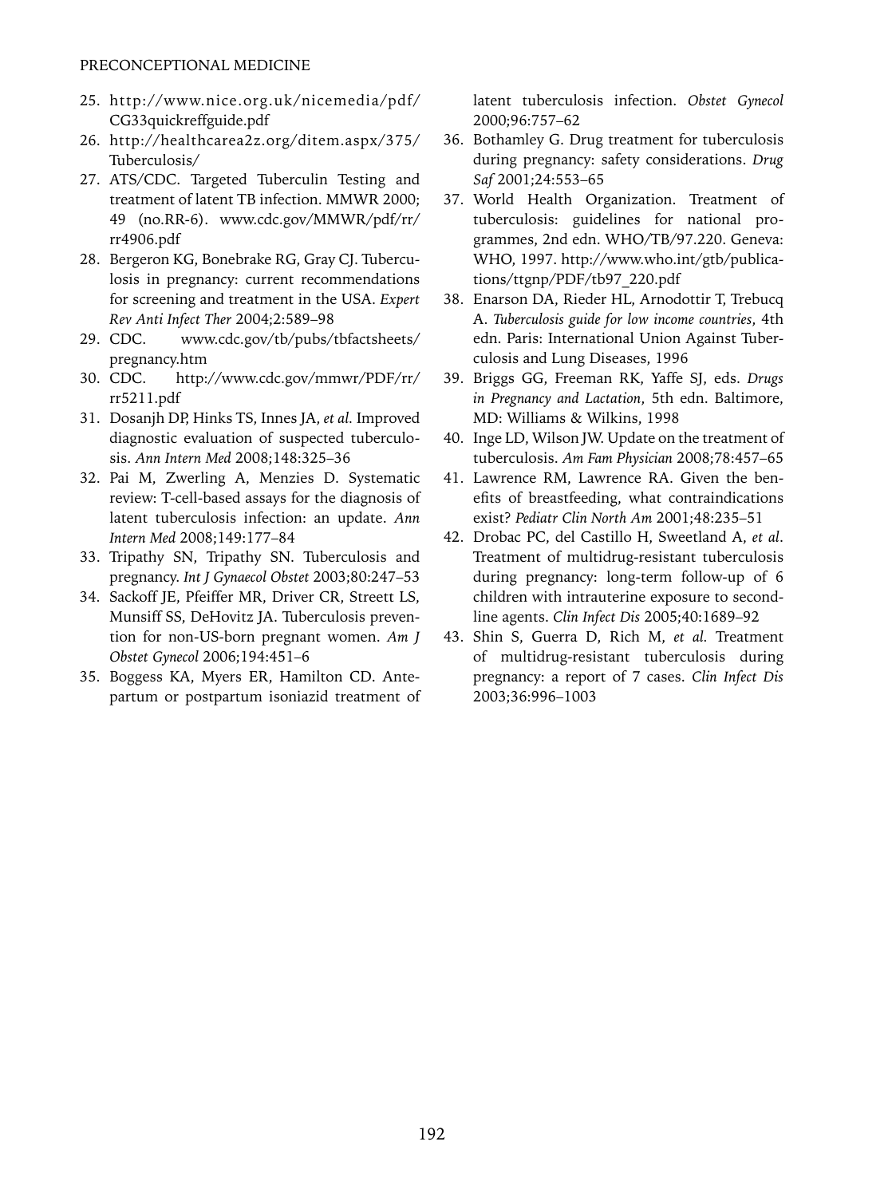25. http://www.nice.org.uk/nicemedia/pdf/CG33quickreffguide.pdf
26. http://healthcarea2z.org/ditem.aspx/375/Tuberculosis/
27. ATS/CDC. Targeted Tuberculin Testing and treatment of latent TB infection. MMWR 2000; 49 (no.RR-6). www.cdc.gov/MMWR/pdf/rr/rr4906.pdf
28. Bergeron KG, Bonebrake RG, Gray CJ. Tuberculosis in pregnancy: current recommendations for screening and treatment in the USA. *Expert Rev Anti Infect Ther* 2004;2:589–98
29. CDC. www.cdc.gov/tb/pubs/tbfactsheets/pregnancy.htm
30. CDC. http://www.cdc.gov/mmwr/PDF/rr/rr5211.pdf
31. Dosanjh DP, Hinks TS, Innes JA, *et al*. Improved diagnostic evaluation of suspected tuberculosis. *Ann Intern Med* 2008;148:325–36
32. Pai M, Zwerling A, Menzies D. Systematic review: T-cell-based assays for the diagnosis of latent tuberculosis infection: an update. *Ann Intern Med* 2008;149:177–84
33. Tripathy SN, Tripathy SN. Tuberculosis and pregnancy. *Int J Gynaecol Obstet* 2003;80:247–53
34. Sackoff JE, Pfeiffer MR, Driver CR, Streett LS, Munsiff SS, DeHovitz JA. Tuberculosis prevention for non-US-born pregnant women. *Am J Obstet Gynecol* 2006;194:451–6
35. Boggess KA, Myers ER, Hamilton CD. Antepartum or postpartum isoniazid treatment of latent tuberculosis infection. *Obstet Gynecol* 2000;96:757–62
36. Bothamley G. Drug treatment for tuberculosis during pregnancy: safety considerations. *Drug Saf* 2001;24:553–65
37. World Health Organization. Treatment of tuberculosis: guidelines for national programmes, 2nd edn. WHO/TB/97.220. Geneva: WHO, 1997. http://www.who.int/gtb/publications/ttgnp/PDF/tb97_220.pdf
38. Enarson DA, Rieder HL, Arnodottir T, Trebucq A. *Tuberculosis guide for low income countries*, 4th edn. Paris: International Union Against Tuberculosis and Lung Diseases, 1996
39. Briggs GG, Freeman RK, Yaffe SJ, eds. *Drugs in Pregnancy and Lactation*, 5th edn. Baltimore, MD: Williams & Wilkins, 1998
40. Inge LD, Wilson JW. Update on the treatment of tuberculosis. *Am Fam Physician* 2008;78:457–65
41. Lawrence RM, Lawrence RA. Given the benefits of breastfeeding, what contraindications exist? *Pediatr Clin North Am* 2001;48:235–51
42. Drobac PC, del Castillo H, Sweetland A, *et al*. Treatment of multidrug-resistant tuberculosis during pregnancy: long-term follow-up of 6 children with intrauterine exposure to second-line agents. *Clin Infect Dis* 2005;40:1689–92
43. Shin S, Guerra D, Rich M, *et al*. Treatment of multidrug-resistant tuberculosis during pregnancy: a report of 7 cases. *Clin Infect Dis* 2003;36:996–1003